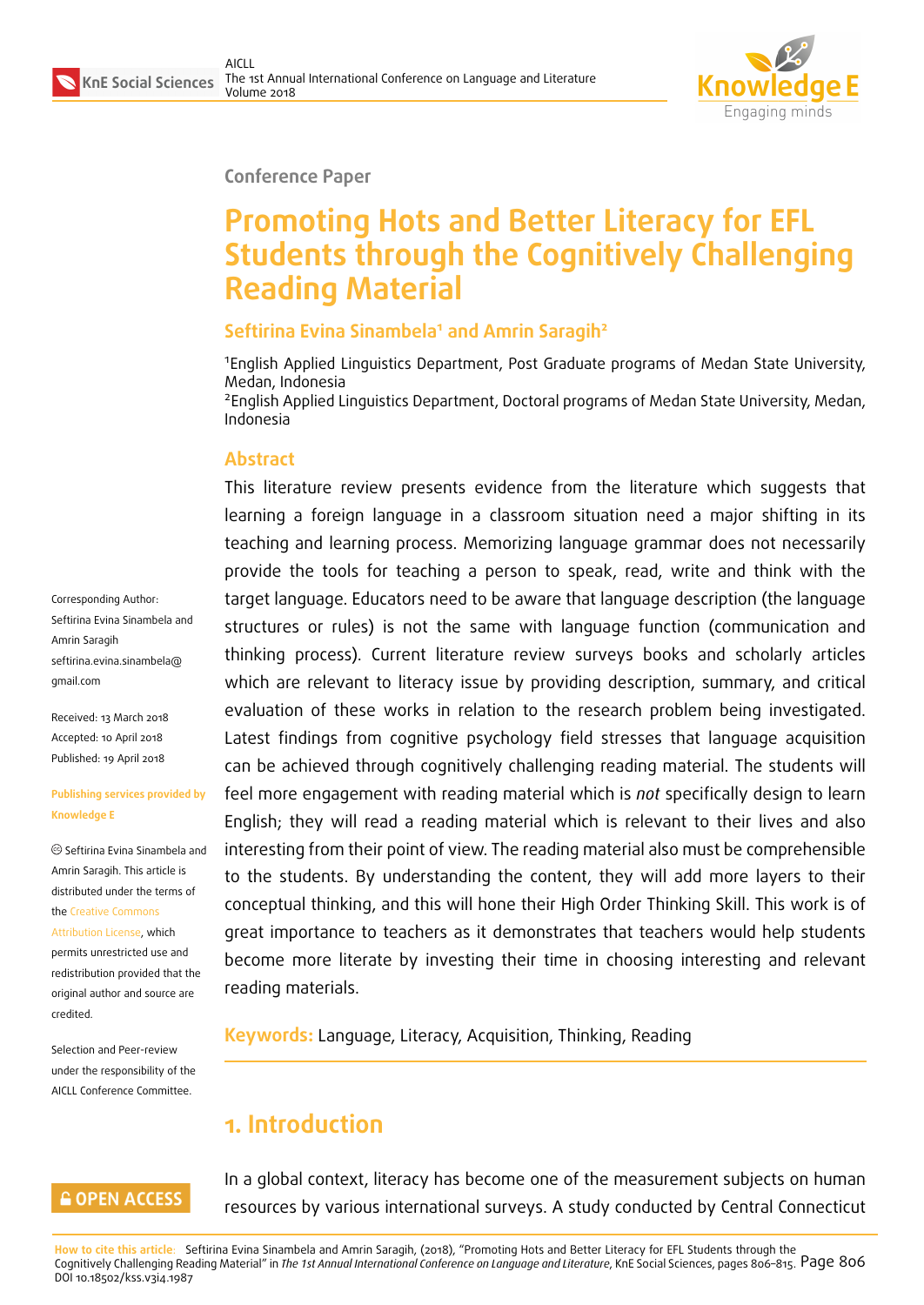Conference Paper

# Promoting Hots and Better Literacy for EFL Students through the Cognitively Challenging Reading Material

**Seftirina Evina Sinambela[1] and Amrin Saragih[2]**

[1]English Applied Linguistics Department, Post Graduate programs of Medan State University, Medan, Indonesia
[2]English Applied Linguistics Department, Doctoral programs of Medan State University, Medan, Indonesia

Corresponding Author: Seftirina Evina Sinambela and Amrin Saragih seftirina.evina.sinambela@gmail.com

Received: 13 March 2018
Accepted: 10 April 2018
Published: 19 April 2018

Publishing services provided by Knowledge E

© Seftirina Evina Sinambela and Amrin Saragih. This article is distributed under the terms of the Creative Commons Attribution License, which permits unrestricted use and redistribution provided that the original author and source are credited.

Selection and Peer-review under the responsibility of the AICLL Conference Committee.

## Abstract

This literature review presents evidence from the literature which suggests that learning a foreign language in a classroom situation need a major shifting in its teaching and learning process. Memorizing language grammar does not necessarily provide the tools for teaching a person to speak, read, write and think with the target language. Educators need to be aware that language description (the language structures or rules) is not the same with language function (communication and thinking process). Current literature review surveys books and scholarly articles which are relevant to literacy issue by providing description, summary, and critical evaluation of these works in relation to the research problem being investigated. Latest findings from cognitive psychology field stresses that language acquisition can be achieved through cognitively challenging reading material. The students will feel more engagement with reading material which is *not* specifically design to learn English; they will read a reading material which is relevant to their lives and also interesting from their point of view. The reading material also must be comprehensible to the students. By understanding the content, they will add more layers to their conceptual thinking, and this will hone their High Order Thinking Skill. This work is of great importance to teachers as it demonstrates that teachers would help students become more literate by investing their time in choosing interesting and relevant reading materials.

**Keywords:** Language, Literacy, Acquisition, Thinking, Reading

## 1. Introduction

In a global context, literacy has become one of the measurement subjects on human resources by various international surveys. A study conducted by Central Connecticut

How to cite this article: Seftirina Evina Sinambela and Amrin Saragih, (2018), "Promoting Hots and Better Literacy for EFL Students through the Cognitively Challenging Reading Material" in *The 1st Annual International Conference on Language and Literature*, KnE Social Sciences, pages 806–815. DOI 10.18502/kss.v3i4.1987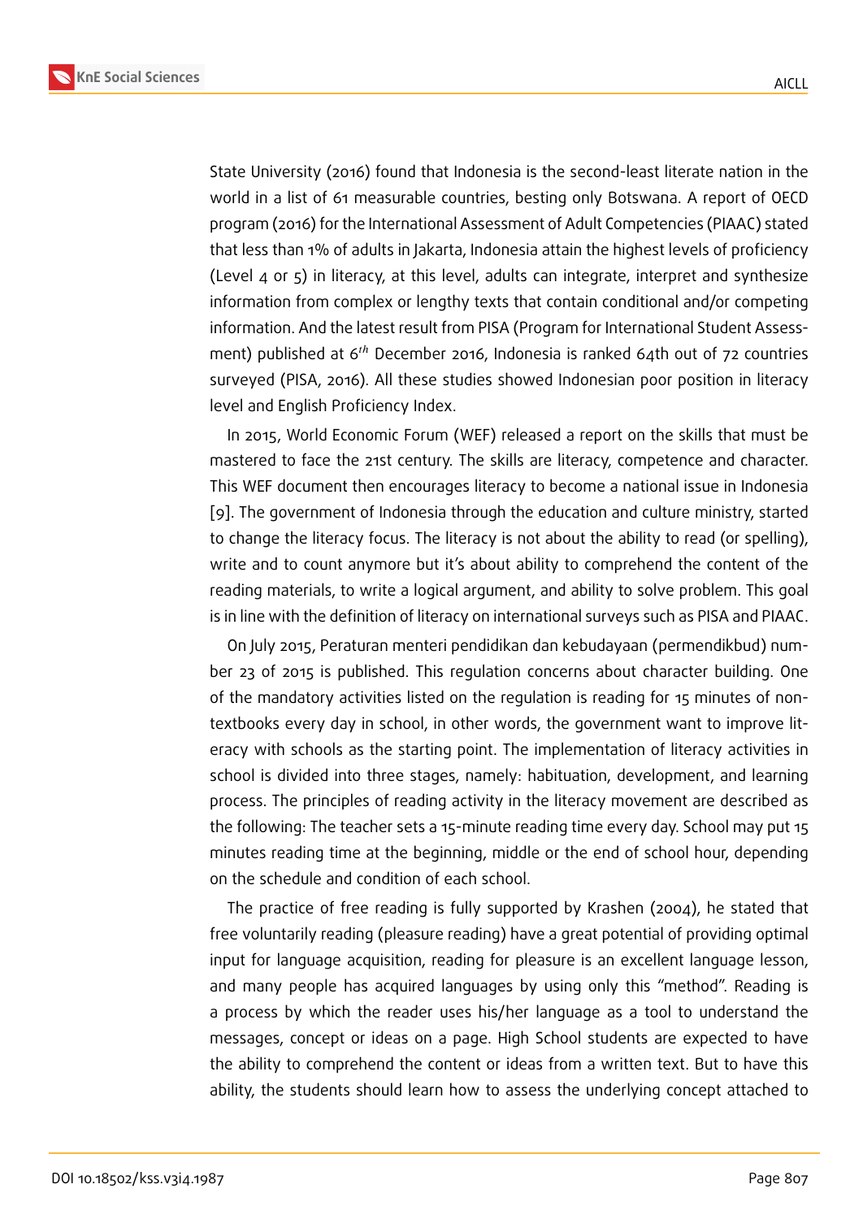State University (2016) found that Indonesia is the second-least literate nation in the world in a list of 61 measurable countries, besting only Botswana. A report of OECD program (2016) for the International Assessment of Adult Competencies (PIAAC) stated that less than 1% of adults in Jakarta, Indonesia attain the highest levels of proficiency (Level 4 or 5) in literacy, at this level, adults can integrate, interpret and synthesize information from complex or lengthy texts that contain conditional and/or competing information. And the latest result from PISA (Program for International Student Assessment) published at $6^{th}$ December 2016, Indonesia is ranked 64th out of 72 countries surveyed (PISA, 2016). All these studies showed Indonesian poor position in literacy level and English Proficiency Index.

In 2015, World Economic Forum (WEF) released a report on the skills that must be mastered to face the 21st century. The skills are literacy, competence and character. This WEF document then encourages literacy to become a national issue in Indonesia [9]. The government of Indonesia through the education and culture ministry, started to change the literacy focus. The literacy is not about the ability to read (or spelling), write and to count anymore but it's about ability to comprehend the content of the reading materials, to write a logical argument, and ability to solve problem. This goal is in line with the definition of literacy on international surveys such as PISA and PIAAC.

On July 2015, Peraturan menteri pendidikan dan kebudayaan (permendikbud) number 23 of 2015 is published. This regulation concerns about character building. One of the mandatory activities listed on the regulation is reading for 15 minutes of non-textbooks every day in school, in other words, the government want to improve literacy with schools as the starting point. The implementation of literacy activities in school is divided into three stages, namely: habituation, development, and learning process. The principles of reading activity in the literacy movement are described as the following: The teacher sets a 15-minute reading time every day. School may put 15 minutes reading time at the beginning, middle or the end of school hour, depending on the schedule and condition of each school.

The practice of free reading is fully supported by Krashen (2004), he stated that free voluntarily reading (pleasure reading) have a great potential of providing optimal input for language acquisition, reading for pleasure is an excellent language lesson, and many people has acquired languages by using only this "method". Reading is a process by which the reader uses his/her language as a tool to understand the messages, concept or ideas on a page. High School students are expected to have the ability to comprehend the content or ideas from a written text. But to have this ability, the students should learn how to assess the underlying concept attached to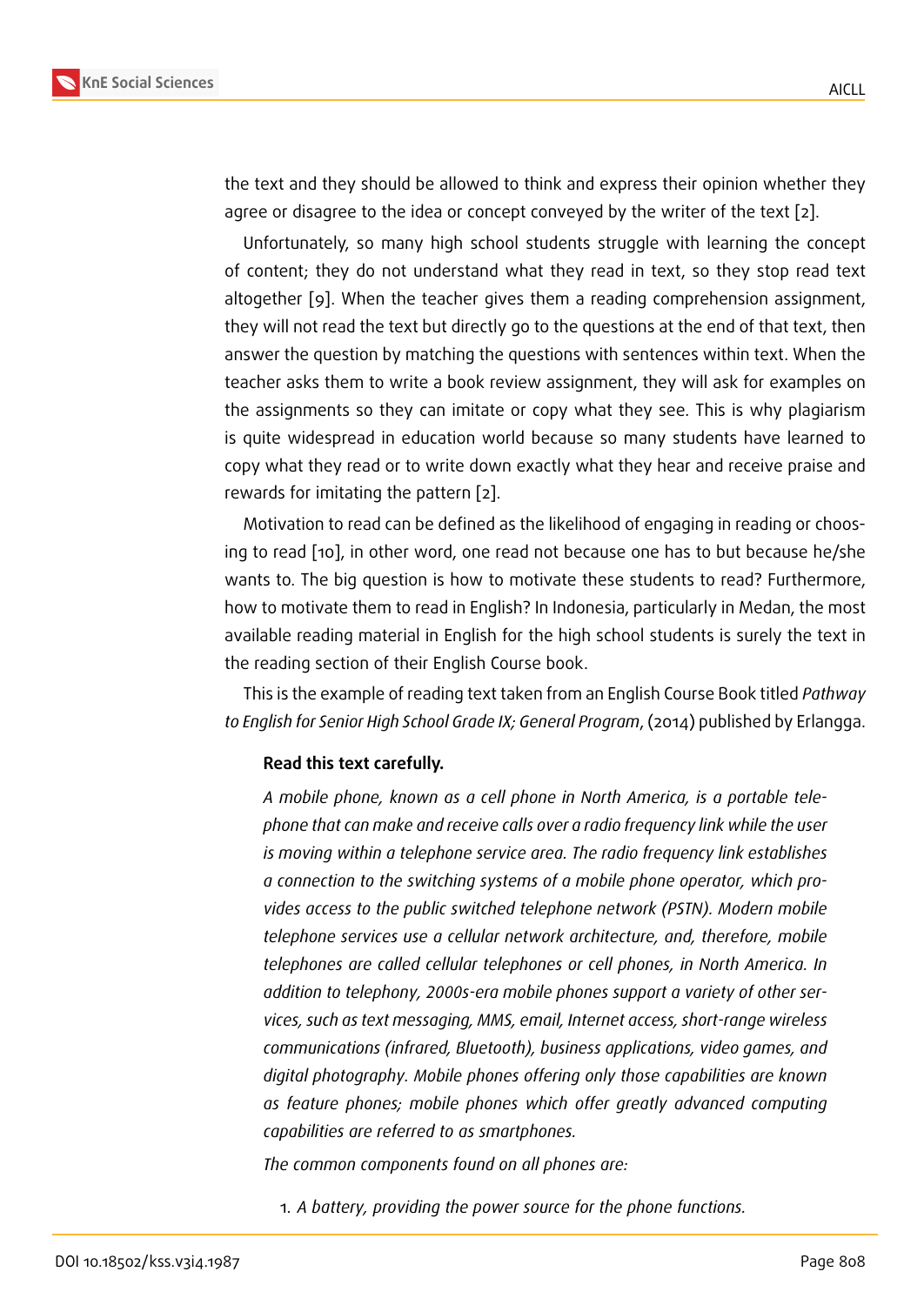the text and they should be allowed to think and express their opinion whether they agree or disagree to the idea or concept conveyed by the writer of the text [2].

Unfortunately, so many high school students struggle with learning the concept of content; they do not understand what they read in text, so they stop read text altogether [9]. When the teacher gives them a reading comprehension assignment, they will not read the text but directly go to the questions at the end of that text, then answer the question by matching the questions with sentences within text. When the teacher asks them to write a book review assignment, they will ask for examples on the assignments so they can imitate or copy what they see. This is why plagiarism is quite widespread in education world because so many students have learned to copy what they read or to write down exactly what they hear and receive praise and rewards for imitating the pattern [2].

Motivation to read can be defined as the likelihood of engaging in reading or choosing to read [10], in other word, one read not because one has to but because he/she wants to. The big question is how to motivate these students to read? Furthermore, how to motivate them to read in English? In Indonesia, particularly in Medan, the most available reading material in English for the high school students is surely the text in the reading section of their English Course book.

This is the example of reading text taken from an English Course Book titled *Pathway to English for Senior High School Grade IX; General Program*, (2014) published by Erlangga.

> **Read this text carefully.**
>
> *A mobile phone, known as a cell phone in North America, is a portable telephone that can make and receive calls over a radio frequency link while the user is moving within a telephone service area. The radio frequency link establishes a connection to the switching systems of a mobile phone operator, which provides access to the public switched telephone network (PSTN). Modern mobile telephone services use a cellular network architecture, and, therefore, mobile telephones are called cellular telephones or cell phones, in North America. In addition to telephony, 2000s-era mobile phones support a variety of other services, such as text messaging, MMS, email, Internet access, short-range wireless communications (infrared, Bluetooth), business applications, video games, and digital photography. Mobile phones offering only those capabilities are known as feature phones; mobile phones which offer greatly advanced computing capabilities are referred to as smartphones.*
>
> *The common components found on all phones are:*
>
> 1. *A battery, providing the power source for the phone functions.*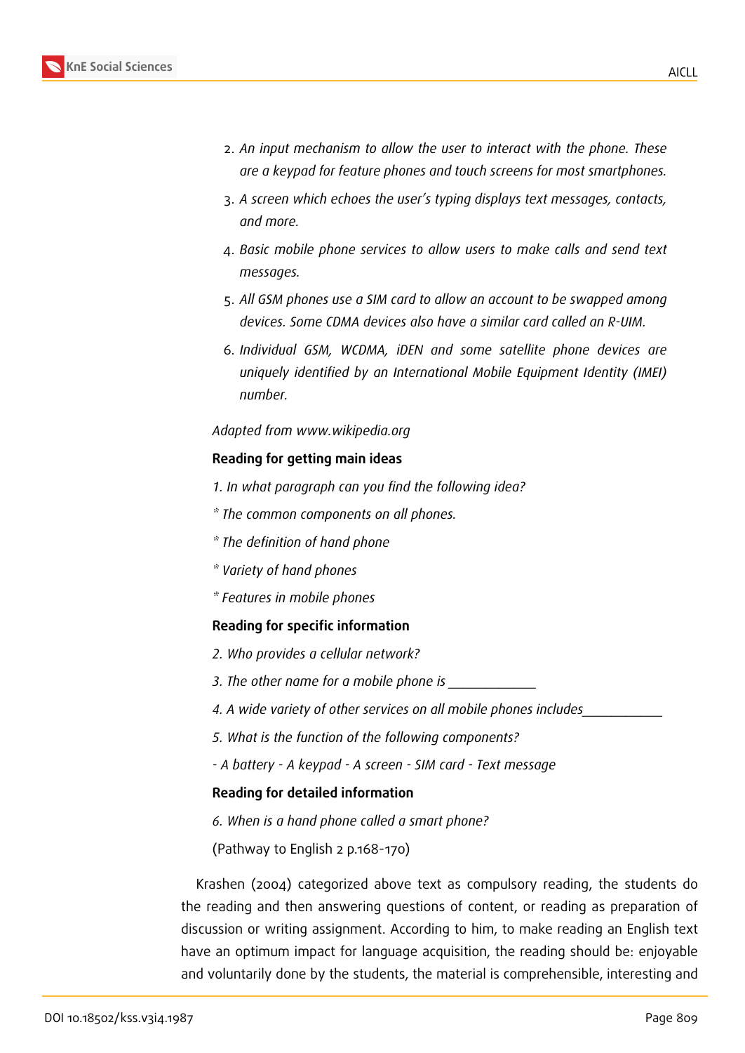2. *An input mechanism to allow the user to interact with the phone. These are a keypad for feature phones and touch screens for most smartphones.*
3. *A screen which echoes the user's typing displays text messages, contacts, and more.*
4. *Basic mobile phone services to allow users to make calls and send text messages.*
5. *All GSM phones use a SIM card to allow an account to be swapped among devices. Some CDMA devices also have a similar card called an R-UIM.*
6. *Individual GSM, WCDMA, iDEN and some satellite phone devices are uniquely identified by an International Mobile Equipment Identity (IMEI) number.*

*Adapted from www.wikipedia.org*

**Reading for getting main ideas**

*1. In what paragraph can you find the following idea?*

*\* The common components on all phones.*

*\* The definition of hand phone*

*\* Variety of hand phones*

*\* Features in mobile phones*

**Reading for specific information**

*2. Who provides a cellular network?*

*3. The other name for a mobile phone is ____________*

*4. A wide variety of other services on all mobile phones includes___________*

*5. What is the function of the following components?*

*- A battery - A keypad - A screen - SIM card - Text message*

**Reading for detailed information**

*6. When is a hand phone called a smart phone?*

(Pathway to English 2 p.168-170)

Krashen (2004) categorized above text as compulsory reading, the students do the reading and then answering questions of content, or reading as preparation of discussion or writing assignment. According to him, to make reading an English text have an optimum impact for language acquisition, the reading should be: enjoyable and voluntarily done by the students, the material is comprehensible, interesting and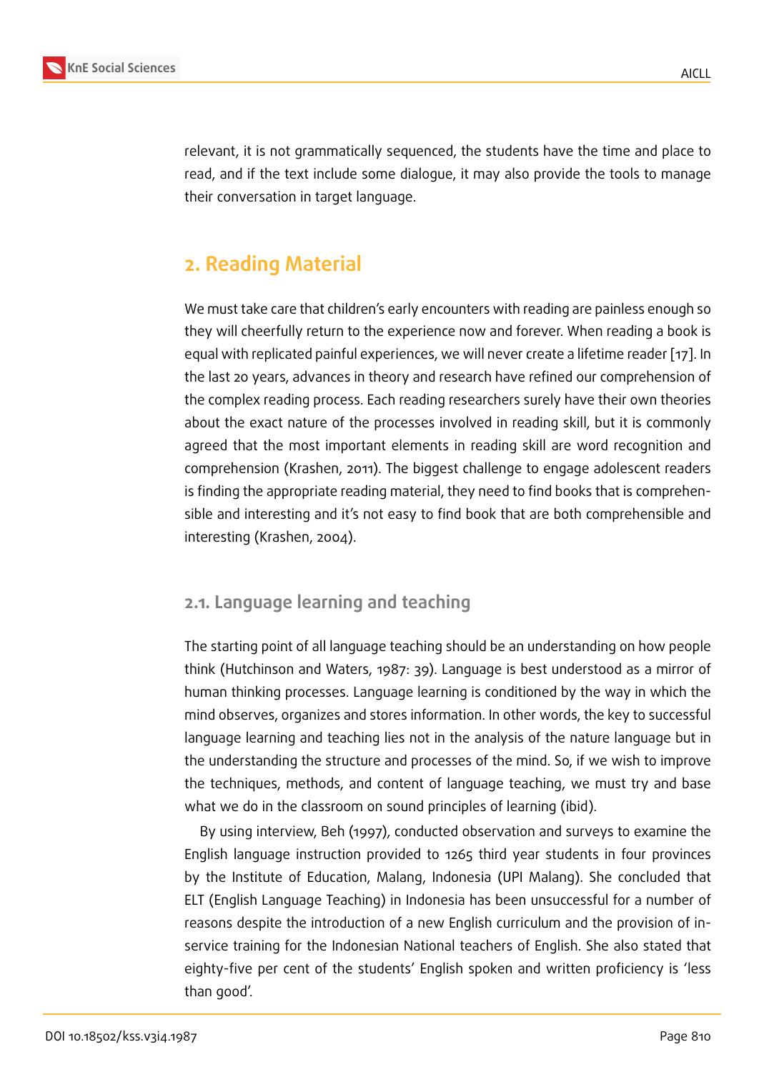relevant, it is not grammatically sequenced, the students have the time and place to read, and if the text include some dialogue, it may also provide the tools to manage their conversation in target language.

## 2. Reading Material

We must take care that children's early encounters with reading are painless enough so they will cheerfully return to the experience now and forever. When reading a book is equal with replicated painful experiences, we will never create a lifetime reader [17]. In the last 20 years, advances in theory and research have refined our comprehension of the complex reading process. Each reading researchers surely have their own theories about the exact nature of the processes involved in reading skill, but it is commonly agreed that the most important elements in reading skill are word recognition and comprehension (Krashen, 2011). The biggest challenge to engage adolescent readers is finding the appropriate reading material, they need to find books that is comprehensible and interesting and it's not easy to find book that are both comprehensible and interesting (Krashen, 2004).

### 2.1. Language learning and teaching

The starting point of all language teaching should be an understanding on how people think (Hutchinson and Waters, 1987: 39). Language is best understood as a mirror of human thinking processes. Language learning is conditioned by the way in which the mind observes, organizes and stores information. In other words, the key to successful language learning and teaching lies not in the analysis of the nature language but in the understanding the structure and processes of the mind. So, if we wish to improve the techniques, methods, and content of language teaching, we must try and base what we do in the classroom on sound principles of learning (ibid).

By using interview, Beh (1997), conducted observation and surveys to examine the English language instruction provided to 1265 third year students in four provinces by the Institute of Education, Malang, Indonesia (UPI Malang). She concluded that ELT (English Language Teaching) in Indonesia has been unsuccessful for a number of reasons despite the introduction of a new English curriculum and the provision of in-service training for the Indonesian National teachers of English. She also stated that eighty-five per cent of the students' English spoken and written proficiency is 'less than good'.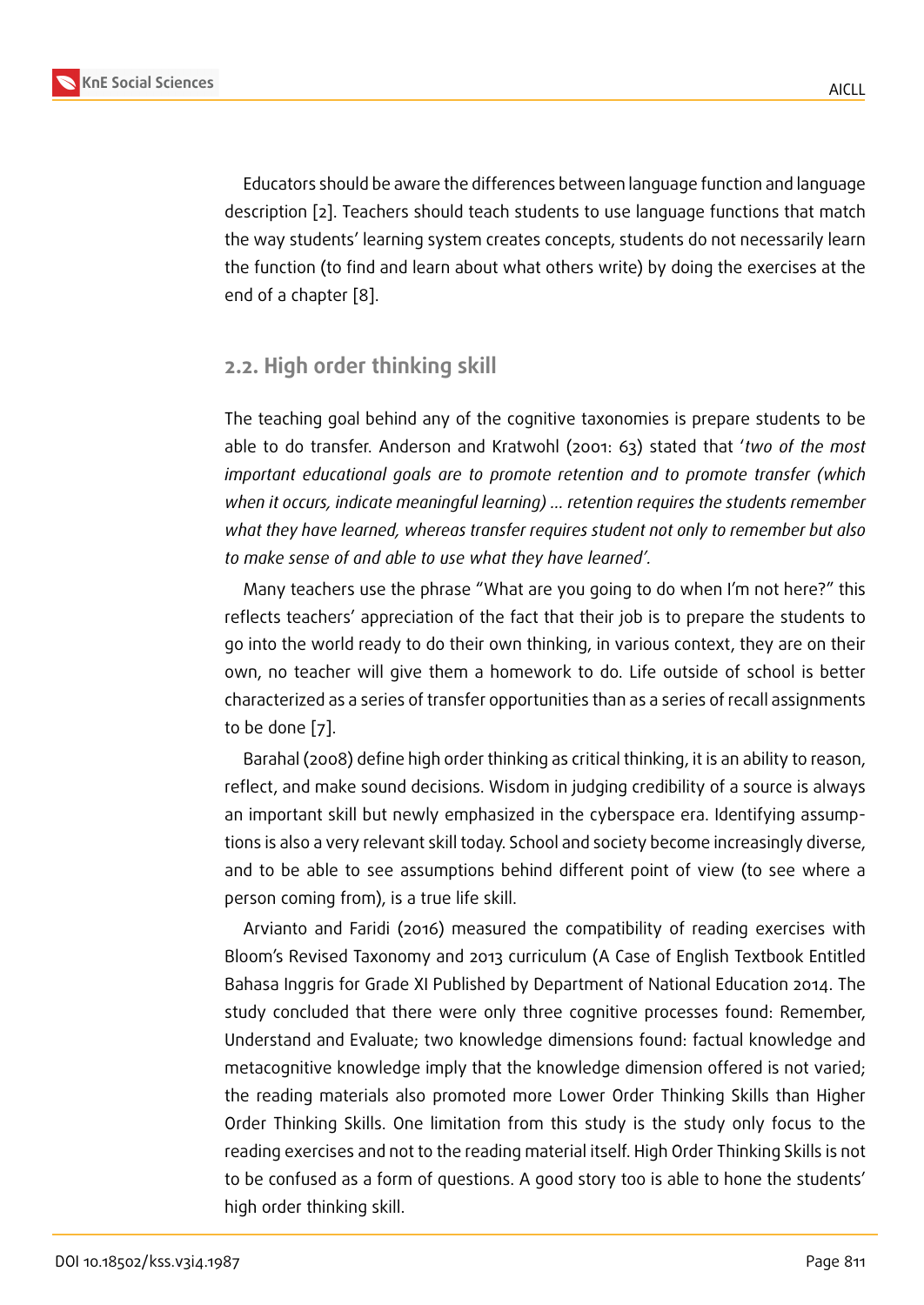Educators should be aware the differences between language function and language description [2]. Teachers should teach students to use language functions that match the way students' learning system creates concepts, students do not necessarily learn the function (to find and learn about what others write) by doing the exercises at the end of a chapter [8].

## 2.2. High order thinking skill

The teaching goal behind any of the cognitive taxonomies is prepare students to be able to do transfer. Anderson and Kratwohl (2001: 63) stated that '*two of the most important educational goals are to promote retention and to promote transfer (which when it occurs, indicate meaningful learning) … retention requires the students remember what they have learned, whereas transfer requires student not only to remember but also to make sense of and able to use what they have learned'.*

Many teachers use the phrase "What are you going to do when I'm not here?" this reflects teachers' appreciation of the fact that their job is to prepare the students to go into the world ready to do their own thinking, in various context, they are on their own, no teacher will give them a homework to do. Life outside of school is better characterized as a series of transfer opportunities than as a series of recall assignments to be done [7].

Barahal (2008) define high order thinking as critical thinking, it is an ability to reason, reflect, and make sound decisions. Wisdom in judging credibility of a source is always an important skill but newly emphasized in the cyberspace era. Identifying assumptions is also a very relevant skill today. School and society become increasingly diverse, and to be able to see assumptions behind different point of view (to see where a person coming from), is a true life skill.

Arvianto and Faridi (2016) measured the compatibility of reading exercises with Bloom's Revised Taxonomy and 2013 curriculum (A Case of English Textbook Entitled Bahasa Inggris for Grade XI Published by Department of National Education 2014. The study concluded that there were only three cognitive processes found: Remember, Understand and Evaluate; two knowledge dimensions found: factual knowledge and metacognitive knowledge imply that the knowledge dimension offered is not varied; the reading materials also promoted more Lower Order Thinking Skills than Higher Order Thinking Skills. One limitation from this study is the study only focus to the reading exercises and not to the reading material itself. High Order Thinking Skills is not to be confused as a form of questions. A good story too is able to hone the students' high order thinking skill.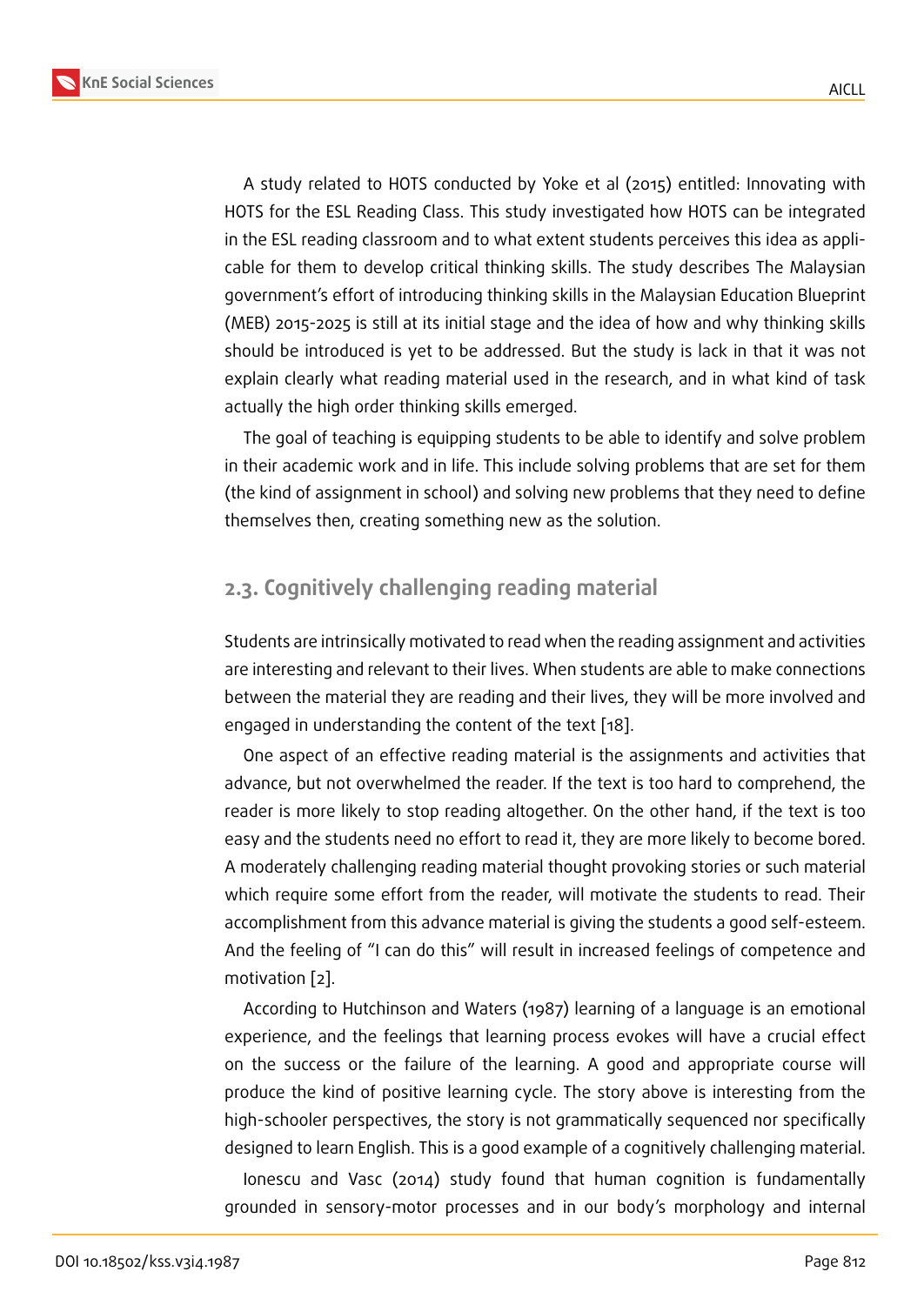A study related to HOTS conducted by Yoke et al (2015) entitled: Innovating with HOTS for the ESL Reading Class. This study investigated how HOTS can be integrated in the ESL reading classroom and to what extent students perceives this idea as applicable for them to develop critical thinking skills. The study describes The Malaysian government's effort of introducing thinking skills in the Malaysian Education Blueprint (MEB) 2015-2025 is still at its initial stage and the idea of how and why thinking skills should be introduced is yet to be addressed. But the study is lack in that it was not explain clearly what reading material used in the research, and in what kind of task actually the high order thinking skills emerged.

The goal of teaching is equipping students to be able to identify and solve problem in their academic work and in life. This include solving problems that are set for them (the kind of assignment in school) and solving new problems that they need to define themselves then, creating something new as the solution.

## 2.3. Cognitively challenging reading material

Students are intrinsically motivated to read when the reading assignment and activities are interesting and relevant to their lives. When students are able to make connections between the material they are reading and their lives, they will be more involved and engaged in understanding the content of the text [18].

One aspect of an effective reading material is the assignments and activities that advance, but not overwhelmed the reader. If the text is too hard to comprehend, the reader is more likely to stop reading altogether. On the other hand, if the text is too easy and the students need no effort to read it, they are more likely to become bored. A moderately challenging reading material thought provoking stories or such material which require some effort from the reader, will motivate the students to read. Their accomplishment from this advance material is giving the students a good self-esteem. And the feeling of "I can do this" will result in increased feelings of competence and motivation [2].

According to Hutchinson and Waters (1987) learning of a language is an emotional experience, and the feelings that learning process evokes will have a crucial effect on the success or the failure of the learning. A good and appropriate course will produce the kind of positive learning cycle. The story above is interesting from the high-schooler perspectives, the story is not grammatically sequenced nor specifically designed to learn English. This is a good example of a cognitively challenging material.

Ionescu and Vasc (2014) study found that human cognition is fundamentally grounded in sensory-motor processes and in our body's morphology and internal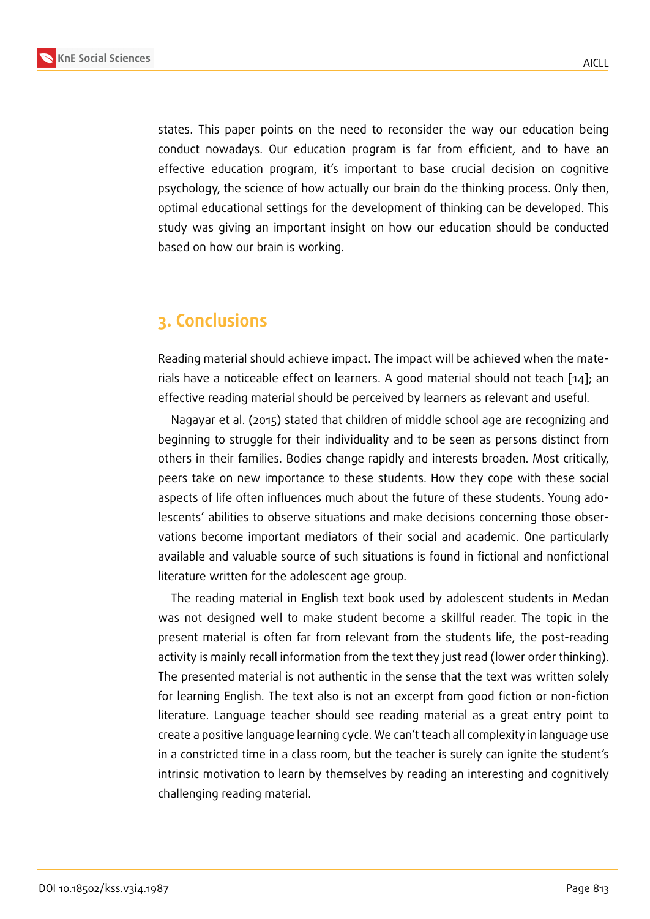states. This paper points on the need to reconsider the way our education being conduct nowadays. Our education program is far from efficient, and to have an effective education program, it's important to base crucial decision on cognitive psychology, the science of how actually our brain do the thinking process. Only then, optimal educational settings for the development of thinking can be developed. This study was giving an important insight on how our education should be conducted based on how our brain is working.

## 3. Conclusions

Reading material should achieve impact. The impact will be achieved when the materials have a noticeable effect on learners. A good material should not teach [14]; an effective reading material should be perceived by learners as relevant and useful.

Nagayar et al. (2015) stated that children of middle school age are recognizing and beginning to struggle for their individuality and to be seen as persons distinct from others in their families. Bodies change rapidly and interests broaden. Most critically, peers take on new importance to these students. How they cope with these social aspects of life often influences much about the future of these students. Young adolescents' abilities to observe situations and make decisions concerning those observations become important mediators of their social and academic. One particularly available and valuable source of such situations is found in fictional and nonfictional literature written for the adolescent age group.

The reading material in English text book used by adolescent students in Medan was not designed well to make student become a skillful reader. The topic in the present material is often far from relevant from the students life, the post-reading activity is mainly recall information from the text they just read (lower order thinking). The presented material is not authentic in the sense that the text was written solely for learning English. The text also is not an excerpt from good fiction or non-fiction literature. Language teacher should see reading material as a great entry point to create a positive language learning cycle. We can't teach all complexity in language use in a constricted time in a class room, but the teacher is surely can ignite the student's intrinsic motivation to learn by themselves by reading an interesting and cognitively challenging reading material.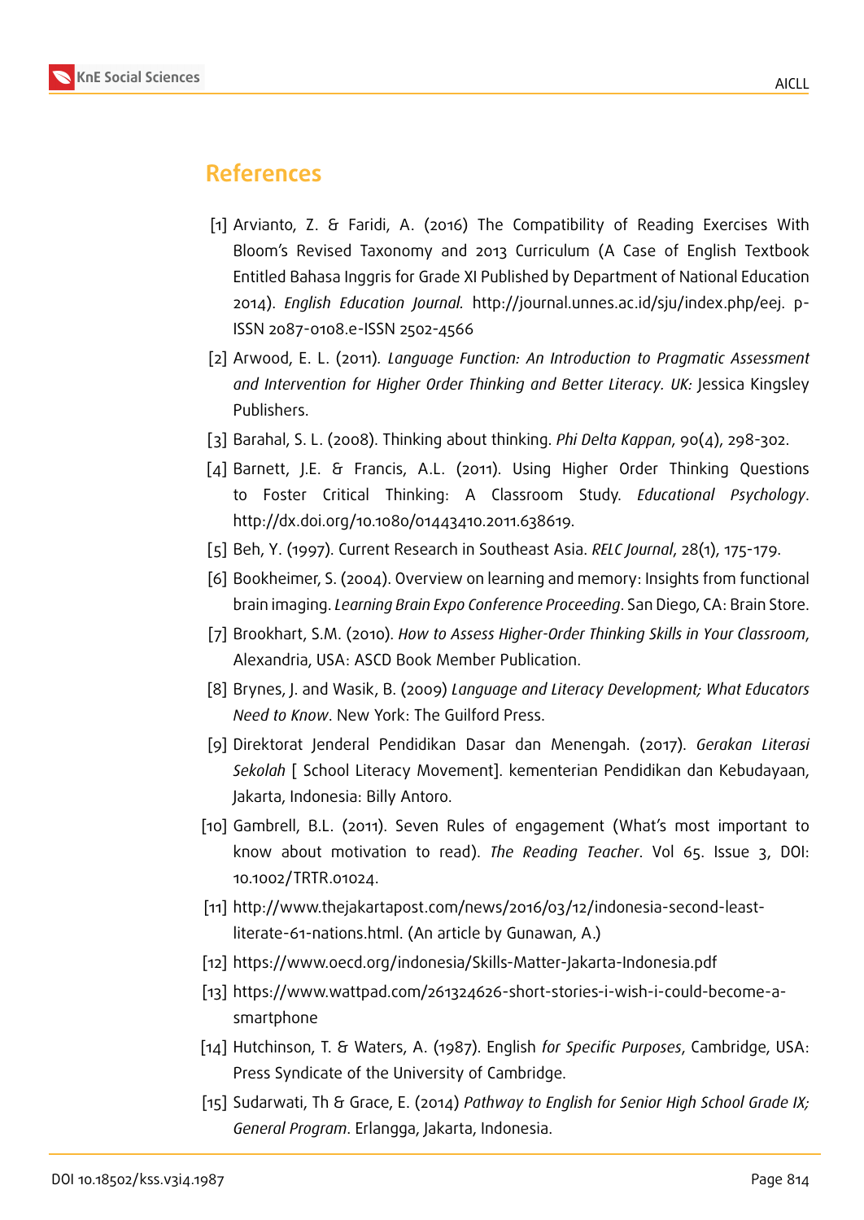## References

[1] Arvianto, Z. & Faridi, A. (2016) The Compatibility of Reading Exercises With Bloom's Revised Taxonomy and 2013 Curriculum (A Case of English Textbook Entitled Bahasa Inggris for Grade XI Published by Department of National Education 2014). *English Education Journal.* http://journal.unnes.ac.id/sju/index.php/eej. p-ISSN 2087-0108.e-ISSN 2502-4566

[2] Arwood, E. L. (2011). *Language Function: An Introduction to Pragmatic Assessment and Intervention for Higher Order Thinking and Better Literacy. UK:* Jessica Kingsley Publishers.

[3] Barahal, S. L. (2008). Thinking about thinking. *Phi Delta Kappan*, 90(4), 298-302.

[4] Barnett, J.E. & Francis, A.L. (2011). Using Higher Order Thinking Questions to Foster Critical Thinking: A Classroom Study. *Educational Psychology*. http://dx.doi.org/10.1080/01443410.2011.638619.

[5] Beh, Y. (1997). Current Research in Southeast Asia. *RELC Journal*, 28(1), 175-179.

[6] Bookheimer, S. (2004). Overview on learning and memory: Insights from functional brain imaging. *Learning Brain Expo Conference Proceeding*. San Diego, CA: Brain Store.

[7] Brookhart, S.M. (2010). *How to Assess Higher-Order Thinking Skills in Your Classroom*, Alexandria, USA: ASCD Book Member Publication.

[8] Brynes, J. and Wasik, B. (2009) *Language and Literacy Development; What Educators Need to Know*. New York: The Guilford Press.

[9] Direktorat Jenderal Pendidikan Dasar dan Menengah. (2017). *Gerakan Literasi Sekolah* [ School Literacy Movement]. kementerian Pendidikan dan Kebudayaan, Jakarta, Indonesia: Billy Antoro.

[10] Gambrell, B.L. (2011). Seven Rules of engagement (What's most important to know about motivation to read). *The Reading Teacher*. Vol 65. Issue 3, DOI: 10.1002/TRTR.01024.

[11] http://www.thejakartapost.com/news/2016/03/12/indonesia-second-least-literate-61-nations.html. (An article by Gunawan, A.)

[12] https://www.oecd.org/indonesia/Skills-Matter-Jakarta-Indonesia.pdf

[13] https://www.wattpad.com/261324626-short-stories-i-wish-i-could-become-a-smartphone

[14] Hutchinson, T. & Waters, A. (1987). English *for Specific Purposes*, Cambridge, USA: Press Syndicate of the University of Cambridge.

[15] Sudarwati, Th & Grace, E. (2014) *Pathway to English for Senior High School Grade IX; General Program*. Erlangga, Jakarta, Indonesia.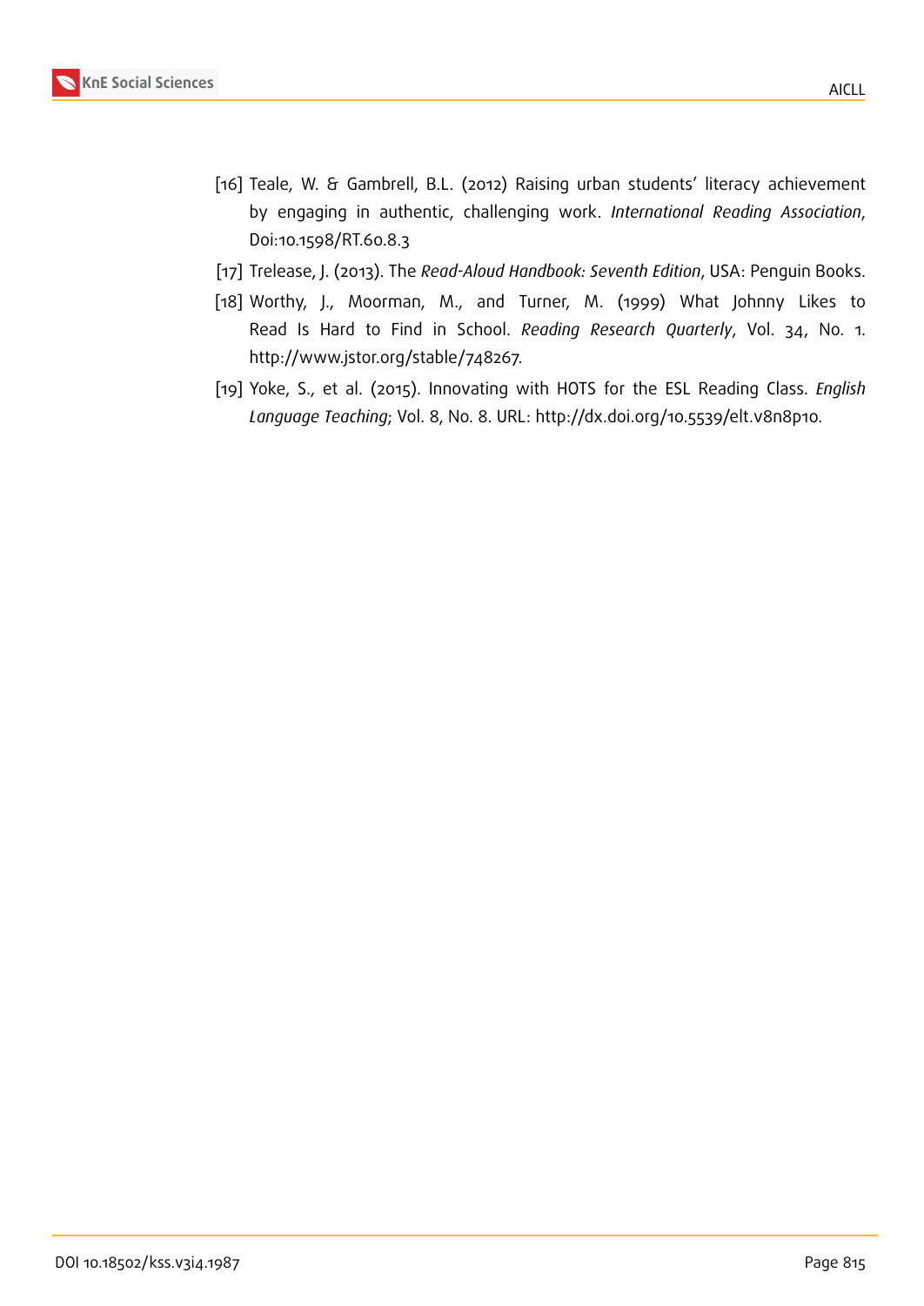[16] Teale, W. & Gambrell, B.L. (2012) Raising urban students' literacy achievement by engaging in authentic, challenging work. *International Reading Association*, Doi:10.1598/RT.60.8.3

[17] Trelease, J. (2013). The *Read-Aloud Handbook: Seventh Edition*, USA: Penguin Books.

[18] Worthy, J., Moorman, M., and Turner, M. (1999) What Johnny Likes to Read Is Hard to Find in School. *Reading Research Quarterly*, Vol. 34, No. 1. http://www.jstor.org/stable/748267.

[19] Yoke, S., et al. (2015). Innovating with HOTS for the ESL Reading Class. *English Language Teaching*; Vol. 8, No. 8. URL: http://dx.doi.org/10.5539/elt.v8n8p10.